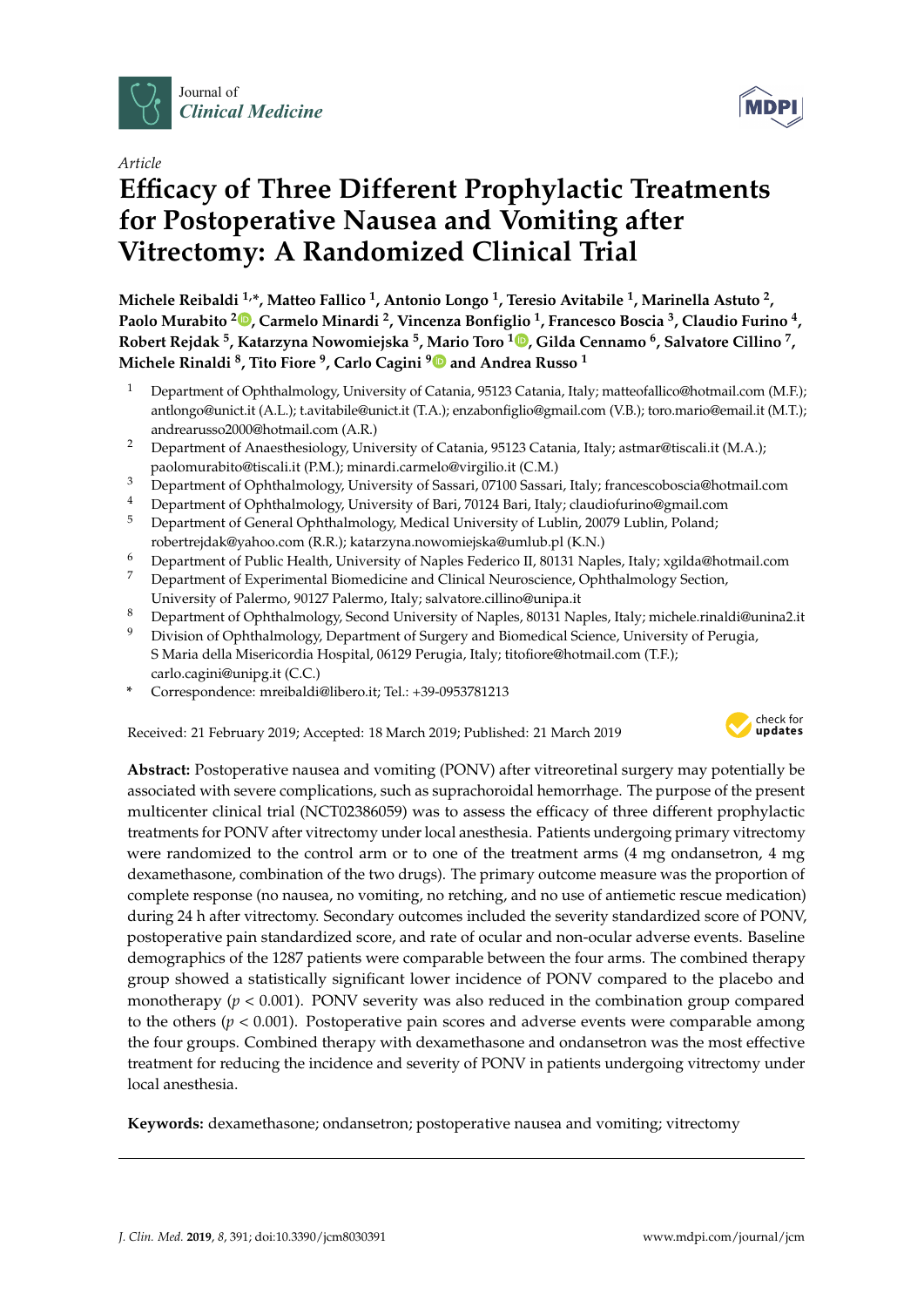Journal of *Clinical Medicine*

*Article*

# Efficacy of Three Different Prophylactic Treatments for Postoperative Nausea and Vomiting after Vitrectomy: A Randomized Clinical Trial

**Michele Reibaldi [1,*], Matteo Fallico [1], Antonio Longo [1], Teresio Avitabile [1], Marinella Astuto [2], Paolo Murabito [2], Carmelo Minardi [2], Vincenza Bonfiglio [1], Francesco Boscia [3], Claudio Furino [4], Robert Rejdak [5], Katarzyna Nowomiejska [5], Mario Toro [1], Gilda Cennamo [6], Salvatore Cillino [7], Michele Rinaldi [8], Tito Fiore [9], Carlo Cagini [9] and Andrea Russo [1]**

1. Department of Ophthalmology, University of Catania, 95123 Catania, Italy; matteofallico@hotmail.com (M.F.); antlongo@unict.it (A.L.); t.avitabile@unict.it (T.A.); enzabonfiglio@gmail.com (V.B.); toro.mario@email.it (M.T.); andrearusso2000@hotmail.com (A.R.)
2. Department of Anaesthesiology, University of Catania, 95123 Catania, Italy; astmar@tiscali.it (M.A.); paolomurabito@tiscali.it (P.M.); minardi.carmelo@virgilio.it (C.M.)
3. Department of Ophthalmology, University of Sassari, 07100 Sassari, Italy; francescoboscia@hotmail.com
4. Department of Ophthalmology, University of Bari, 70124 Bari, Italy; claudiofurino@gmail.com
5. Department of General Ophthalmology, Medical University of Lublin, 20079 Lublin, Poland; robertrejdak@yahoo.com (R.R.); katarzyna.nowomiejska@umlub.pl (K.N.)
6. Department of Public Health, University of Naples Federico II, 80131 Naples, Italy; xgilda@hotmail.com
7. Department of Experimental Biomedicine and Clinical Neuroscience, Ophthalmology Section, University of Palermo, 90127 Palermo, Italy; salvatore.cillino@unipa.it
8. Department of Ophthalmology, Second University of Naples, 80131 Naples, Italy; michele.rinaldi@unina2.it
9. Division of Ophthalmology, Department of Surgery and Biomedical Science, University of Perugia, S Maria della Misericordia Hospital, 06129 Perugia, Italy; titofiore@hotmail.com (T.F.); carlo.cagini@unipg.it (C.C.)

\* Correspondence: mreibaldi@libero.it; Tel.: +39-0953781213

Received: 21 February 2019; Accepted: 18 March 2019; Published: 21 March 2019

**Abstract:** Postoperative nausea and vomiting (PONV) after vitreoretinal surgery may potentially be associated with severe complications, such as suprachoroidal hemorrhage. The purpose of the present multicenter clinical trial (NCT02386059) was to assess the efficacy of three different prophylactic treatments for PONV after vitrectomy under local anesthesia. Patients undergoing primary vitrectomy were randomized to the control arm or to one of the treatment arms (4 mg ondansetron, 4 mg dexamethasone, combination of the two drugs). The primary outcome measure was the proportion of complete response (no nausea, no vomiting, no retching, and no use of antiemetic rescue medication) during 24 h after vitrectomy. Secondary outcomes included the severity standardized score of PONV, postoperative pain standardized score, and rate of ocular and non-ocular adverse events. Baseline demographics of the 1287 patients were comparable between the four arms. The combined therapy group showed a statistically significant lower incidence of PONV compared to the placebo and monotherapy ($p < 0.001$). PONV severity was also reduced in the combination group compared to the others ($p < 0.001$). Postoperative pain scores and adverse events were comparable among the four groups. Combined therapy with dexamethasone and ondansetron was the most effective treatment for reducing the incidence and severity of PONV in patients undergoing vitrectomy under local anesthesia.

**Keywords:** dexamethasone; ondansetron; postoperative nausea and vomiting; vitrectomy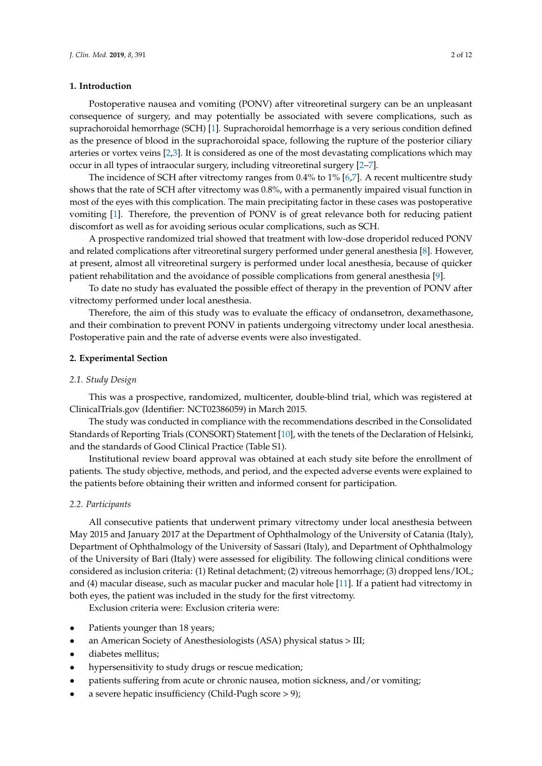## 1. Introduction

Postoperative nausea and vomiting (PONV) after vitreoretinal surgery can be an unpleasant consequence of surgery, and may potentially be associated with severe complications, such as suprachoroidal hemorrhage (SCH) [1]. Suprachoroidal hemorrhage is a very serious condition defined as the presence of blood in the suprachoroidal space, following the rupture of the posterior ciliary arteries or vortex veins [2,3]. It is considered as one of the most devastating complications which may occur in all types of intraocular surgery, including vitreoretinal surgery [2–7].

The incidence of SCH after vitrectomy ranges from 0.4% to 1% [6,7]. A recent multicentre study shows that the rate of SCH after vitrectomy was 0.8%, with a permanently impaired visual function in most of the eyes with this complication. The main precipitating factor in these cases was postoperative vomiting [1]. Therefore, the prevention of PONV is of great relevance both for reducing patient discomfort as well as for avoiding serious ocular complications, such as SCH.

A prospective randomized trial showed that treatment with low-dose droperidol reduced PONV and related complications after vitreoretinal surgery performed under general anesthesia [8]. However, at present, almost all vitreoretinal surgery is performed under local anesthesia, because of quicker patient rehabilitation and the avoidance of possible complications from general anesthesia [9].

To date no study has evaluated the possible effect of therapy in the prevention of PONV after vitrectomy performed under local anesthesia.

Therefore, the aim of this study was to evaluate the efficacy of ondansetron, dexamethasone, and their combination to prevent PONV in patients undergoing vitrectomy under local anesthesia. Postoperative pain and the rate of adverse events were also investigated.

## 2. Experimental Section

### *2.1. Study Design*

This was a prospective, randomized, multicenter, double-blind trial, which was registered at ClinicalTrials.gov (Identifier: NCT02386059) in March 2015.

The study was conducted in compliance with the recommendations described in the Consolidated Standards of Reporting Trials (CONSORT) Statement [10], with the tenets of the Declaration of Helsinki, and the standards of Good Clinical Practice (Table S1).

Institutional review board approval was obtained at each study site before the enrollment of patients. The study objective, methods, and period, and the expected adverse events were explained to the patients before obtaining their written and informed consent for participation.

### *2.2. Participants*

All consecutive patients that underwent primary vitrectomy under local anesthesia between May 2015 and January 2017 at the Department of Ophthalmology of the University of Catania (Italy), Department of Ophthalmology of the University of Sassari (Italy), and Department of Ophthalmology of the University of Bari (Italy) were assessed for eligibility. The following clinical conditions were considered as inclusion criteria: (1) Retinal detachment; (2) vitreous hemorrhage; (3) dropped lens/IOL; and (4) macular disease, such as macular pucker and macular hole [11]. If a patient had vitrectomy in both eyes, the patient was included in the study for the first vitrectomy.

Exclusion criteria were: Exclusion criteria were:

- Patients younger than 18 years;
- an American Society of Anesthesiologists (ASA) physical status > III;
- diabetes mellitus;
- hypersensitivity to study drugs or rescue medication;
- patients suffering from acute or chronic nausea, motion sickness, and/or vomiting;
- a severe hepatic insufficiency (Child-Pugh score > 9);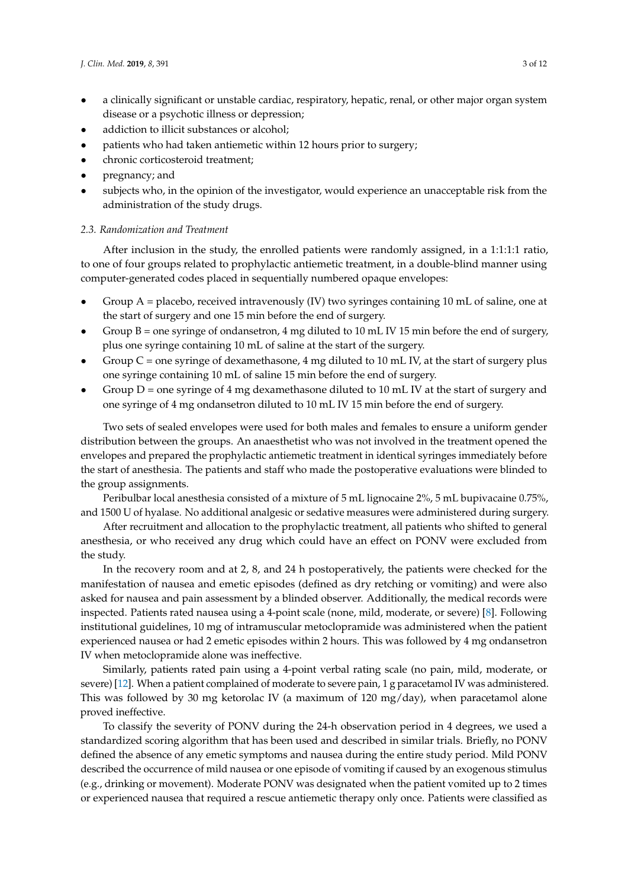- a clinically significant or unstable cardiac, respiratory, hepatic, renal, or other major organ system disease or a psychotic illness or depression;
- addiction to illicit substances or alcohol;
- patients who had taken antiemetic within 12 hours prior to surgery;
- chronic corticosteroid treatment;
- pregnancy; and
- subjects who, in the opinion of the investigator, would experience an unacceptable risk from the administration of the study drugs.

### *2.3. Randomization and Treatment*

After inclusion in the study, the enrolled patients were randomly assigned, in a 1:1:1:1 ratio, to one of four groups related to prophylactic antiemetic treatment, in a double-blind manner using computer-generated codes placed in sequentially numbered opaque envelopes:

- Group A = placebo, received intravenously (IV) two syringes containing 10 mL of saline, one at the start of surgery and one 15 min before the end of surgery.
- Group B = one syringe of ondansetron, 4 mg diluted to 10 mL IV 15 min before the end of surgery, plus one syringe containing 10 mL of saline at the start of the surgery.
- Group C = one syringe of dexamethasone, 4 mg diluted to 10 mL IV, at the start of surgery plus one syringe containing 10 mL of saline 15 min before the end of surgery.
- Group D = one syringe of 4 mg dexamethasone diluted to 10 mL IV at the start of surgery and one syringe of 4 mg ondansetron diluted to 10 mL IV 15 min before the end of surgery.

Two sets of sealed envelopes were used for both males and females to ensure a uniform gender distribution between the groups. An anaesthetist who was not involved in the treatment opened the envelopes and prepared the prophylactic antiemetic treatment in identical syringes immediately before the start of anesthesia. The patients and staff who made the postoperative evaluations were blinded to the group assignments.

Peribulbar local anesthesia consisted of a mixture of 5 mL lignocaine 2%, 5 mL bupivacaine 0.75%, and 1500 U of hyalase. No additional analgesic or sedative measures were administered during surgery.

After recruitment and allocation to the prophylactic treatment, all patients who shifted to general anesthesia, or who received any drug which could have an effect on PONV were excluded from the study.

In the recovery room and at 2, 8, and 24 h postoperatively, the patients were checked for the manifestation of nausea and emetic episodes (defined as dry retching or vomiting) and were also asked for nausea and pain assessment by a blinded observer. Additionally, the medical records were inspected. Patients rated nausea using a 4-point scale (none, mild, moderate, or severe) [8]. Following institutional guidelines, 10 mg of intramuscular metoclopramide was administered when the patient experienced nausea or had 2 emetic episodes within 2 hours. This was followed by 4 mg ondansetron IV when metoclopramide alone was ineffective.

Similarly, patients rated pain using a 4-point verbal rating scale (no pain, mild, moderate, or severe) [12]. When a patient complained of moderate to severe pain, 1 g paracetamol IV was administered. This was followed by 30 mg ketorolac IV (a maximum of 120 mg/day), when paracetamol alone proved ineffective.

To classify the severity of PONV during the 24-h observation period in 4 degrees, we used a standardized scoring algorithm that has been used and described in similar trials. Briefly, no PONV defined the absence of any emetic symptoms and nausea during the entire study period. Mild PONV described the occurrence of mild nausea or one episode of vomiting if caused by an exogenous stimulus (e.g., drinking or movement). Moderate PONV was designated when the patient vomited up to 2 times or experienced nausea that required a rescue antiemetic therapy only once. Patients were classified as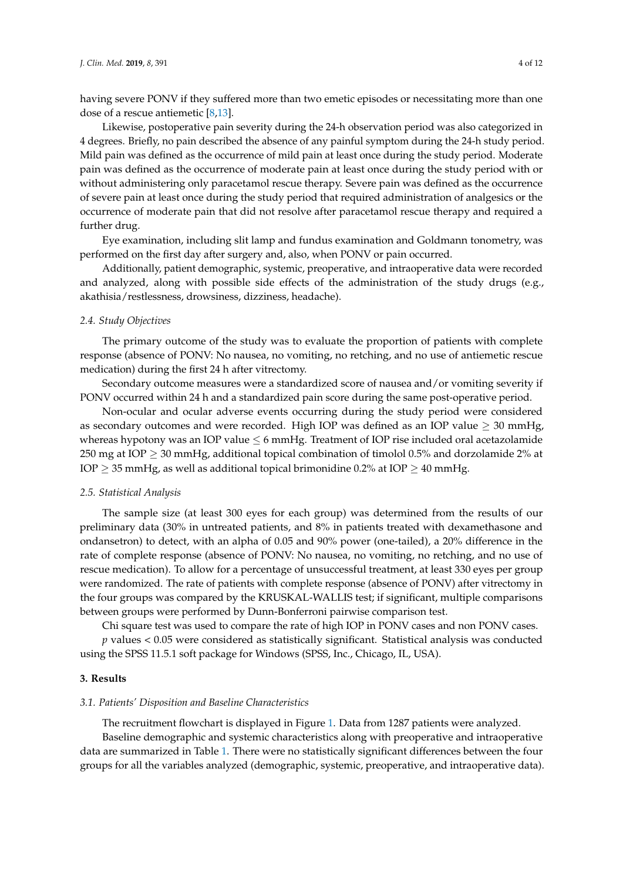having severe PONV if they suffered more than two emetic episodes or necessitating more than one dose of a rescue antiemetic [8,13].

Likewise, postoperative pain severity during the 24-h observation period was also categorized in 4 degrees. Briefly, no pain described the absence of any painful symptom during the 24-h study period. Mild pain was defined as the occurrence of mild pain at least once during the study period. Moderate pain was defined as the occurrence of moderate pain at least once during the study period with or without administering only paracetamol rescue therapy. Severe pain was defined as the occurrence of severe pain at least once during the study period that required administration of analgesics or the occurrence of moderate pain that did not resolve after paracetamol rescue therapy and required a further drug.

Eye examination, including slit lamp and fundus examination and Goldmann tonometry, was performed on the first day after surgery and, also, when PONV or pain occurred.

Additionally, patient demographic, systemic, preoperative, and intraoperative data were recorded and analyzed, along with possible side effects of the administration of the study drugs (e.g., akathisia/restlessness, drowsiness, dizziness, headache).

### 2.4. Study Objectives

The primary outcome of the study was to evaluate the proportion of patients with complete response (absence of PONV: No nausea, no vomiting, no retching, and no use of antiemetic rescue medication) during the first 24 h after vitrectomy.

Secondary outcome measures were a standardized score of nausea and/or vomiting severity if PONV occurred within 24 h and a standardized pain score during the same post-operative period.

Non-ocular and ocular adverse events occurring during the study period were considered as secondary outcomes and were recorded. High IOP was defined as an IOP value $\geq$ 30 mmHg, whereas hypotony was an IOP value $\leq$ 6 mmHg. Treatment of IOP rise included oral acetazolamide 250 mg at IOP $\geq$ 30 mmHg, additional topical combination of timolol 0.5% and dorzolamide 2% at IOP $\geq$ 35 mmHg, as well as additional topical brimonidine 0.2% at IOP $\geq$ 40 mmHg.

### 2.5. Statistical Analysis

The sample size (at least 300 eyes for each group) was determined from the results of our preliminary data (30% in untreated patients, and 8% in patients treated with dexamethasone and ondansetron) to detect, with an alpha of 0.05 and 90% power (one-tailed), a 20% difference in the rate of complete response (absence of PONV: No nausea, no vomiting, no retching, and no use of rescue medication). To allow for a percentage of unsuccessful treatment, at least 330 eyes per group were randomized. The rate of patients with complete response (absence of PONV) after vitrectomy in the four groups was compared by the KRUSKAL-WALLIS test; if significant, multiple comparisons between groups were performed by Dunn-Bonferroni pairwise comparison test.

Chi square test was used to compare the rate of high IOP in PONV cases and non PONV cases.

*p* values < 0.05 were considered as statistically significant. Statistical analysis was conducted using the SPSS 11.5.1 soft package for Windows (SPSS, Inc., Chicago, IL, USA).

## 3. Results

### 3.1. Patients' Disposition and Baseline Characteristics

The recruitment flowchart is displayed in Figure 1. Data from 1287 patients were analyzed.

Baseline demographic and systemic characteristics along with preoperative and intraoperative data are summarized in Table 1. There were no statistically significant differences between the four groups for all the variables analyzed (demographic, systemic, preoperative, and intraoperative data).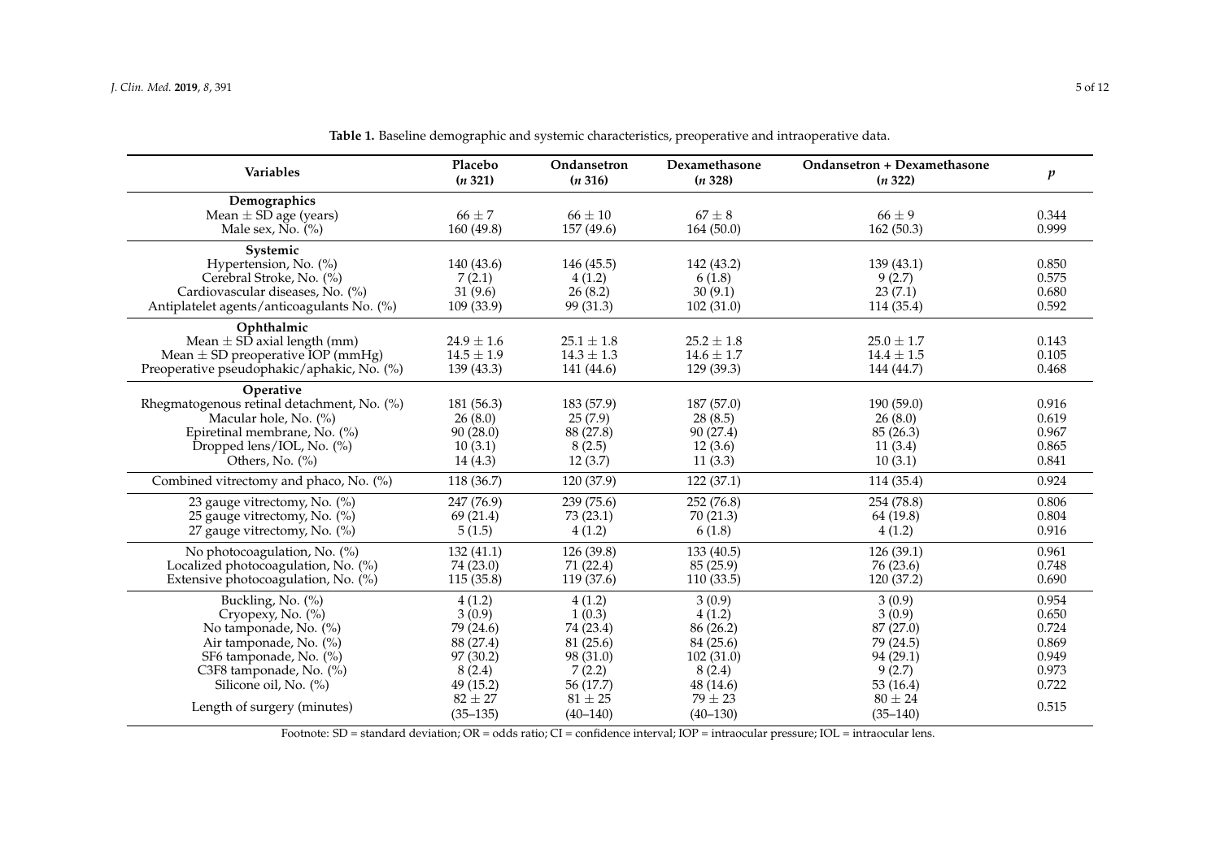**Table 1.** Baseline demographic and systemic characteristics, preoperative and intraoperative data.

| Variables | Placebo (*n* 321) | Ondansetron (*n* 316) | Dexamethasone (*n* 328) | Ondansetron + Dexamethasone (*n* 322) | *p* |
|---|---|---|---|---|---|
| **Demographics** | | | | | |
| Mean ± SD age (years) | 66 ± 7 | 66 ± 10 | 67 ± 8 | 66 ± 9 | 0.344 |
| Male sex, No. (%) | 160 (49.8) | 157 (49.6) | 164 (50.0) | 162 (50.3) | 0.999 |
| **Systemic** | | | | | |
| Hypertension, No. (%) | 140 (43.6) | 146 (45.5) | 142 (43.2) | 139 (43.1) | 0.850 |
| Cerebral Stroke, No. (%) | 7 (2.1) | 4 (1.2) | 6 (1.8) | 9 (2.7) | 0.575 |
| Cardiovascular diseases, No. (%) | 31 (9.6) | 26 (8.2) | 30 (9.1) | 23 (7.1) | 0.680 |
| Antiplatelet agents/anticoagulants No. (%) | 109 (33.9) | 99 (31.3) | 102 (31.0) | 114 (35.4) | 0.592 |
| **Ophthalmic** | | | | | |
| Mean ± SD axial length (mm) | 24.9 ± 1.6 | 25.1 ± 1.8 | 25.2 ± 1.8 | 25.0 ± 1.7 | 0.143 |
| Mean ± SD preoperative IOP (mmHg) | 14.5 ± 1.9 | 14.3 ± 1.3 | 14.6 ± 1.7 | 14.4 ± 1.5 | 0.105 |
| Preoperative pseudophakic/aphakic, No. (%) | 139 (43.3) | 141 (44.6) | 129 (39.3) | 144 (44.7) | 0.468 |
| **Operative** | | | | | |
| Rhegmatogenous retinal detachment, No. (%) | 181 (56.3) | 183 (57.9) | 187 (57.0) | 190 (59.0) | 0.916 |
| Macular hole, No. (%) | 26 (8.0) | 25 (7.9) | 28 (8.5) | 26 (8.0) | 0.619 |
| Epiretinal membrane, No. (%) | 90 (28.0) | 88 (27.8) | 90 (27.4) | 85 (26.3) | 0.967 |
| Dropped lens/IOL, No. (%) | 10 (3.1) | 8 (2.5) | 12 (3.6) | 11 (3.4) | 0.865 |
| Others, No. (%) | 14 (4.3) | 12 (3.7) | 11 (3.3) | 10 (3.1) | 0.841 |
| Combined vitrectomy and phaco, No. (%) | 118 (36.7) | 120 (37.9) | 122 (37.1) | 114 (35.4) | 0.924 |
| 23 gauge vitrectomy, No. (%) | 247 (76.9) | 239 (75.6) | 252 (76.8) | 254 (78.8) | 0.806 |
| 25 gauge vitrectomy, No. (%) | 69 (21.4) | 73 (23.1) | 70 (21.3) | 64 (19.8) | 0.804 |
| 27 gauge vitrectomy, No. (%) | 5 (1.5) | 4 (1.2) | 6 (1.8) | 4 (1.2) | 0.916 |
| No photocoagulation, No. (%) | 132 (41.1) | 126 (39.8) | 133 (40.5) | 126 (39.1) | 0.961 |
| Localized photocoagulation, No. (%) | 74 (23.0) | 71 (22.4) | 85 (25.9) | 76 (23.6) | 0.748 |
| Extensive photocoagulation, No. (%) | 115 (35.8) | 119 (37.6) | 110 (33.5) | 120 (37.2) | 0.690 |
| Buckling, No. (%) | 4 (1.2) | 4 (1.2) | 3 (0.9) | 3 (0.9) | 0.954 |
| Cryopexy, No. (%) | 3 (0.9) | 1 (0.3) | 4 (1.2) | 3 (0.9) | 0.650 |
| No tamponade, No. (%) | 79 (24.6) | 74 (23.4) | 86 (26.2) | 87 (27.0) | 0.724 |
| Air tamponade, No. (%) | 88 (27.4) | 81 (25.6) | 84 (25.6) | 79 (24.5) | 0.869 |
| SF6 tamponade, No. (%) | 97 (30.2) | 98 (31.0) | 102 (31.0) | 94 (29.1) | 0.949 |
| C3F8 tamponade, No. (%) | 8 (2.4) | 7 (2.2) | 8 (2.4) | 9 (2.7) | 0.973 |
| Silicone oil, No. (%) | 49 (15.2) | 56 (17.7) | 48 (14.6) | 53 (16.4) | 0.722 |
| Length of surgery (minutes) | 82 ± 27 (35–135) | 81 ± 25 (40–140) | 79 ± 23 (40–130) | 80 ± 24 (35–140) | 0.515 |

Footnote: SD = standard deviation; OR = odds ratio; CI = confidence interval; IOP = intraocular pressure; IOL = intraocular lens.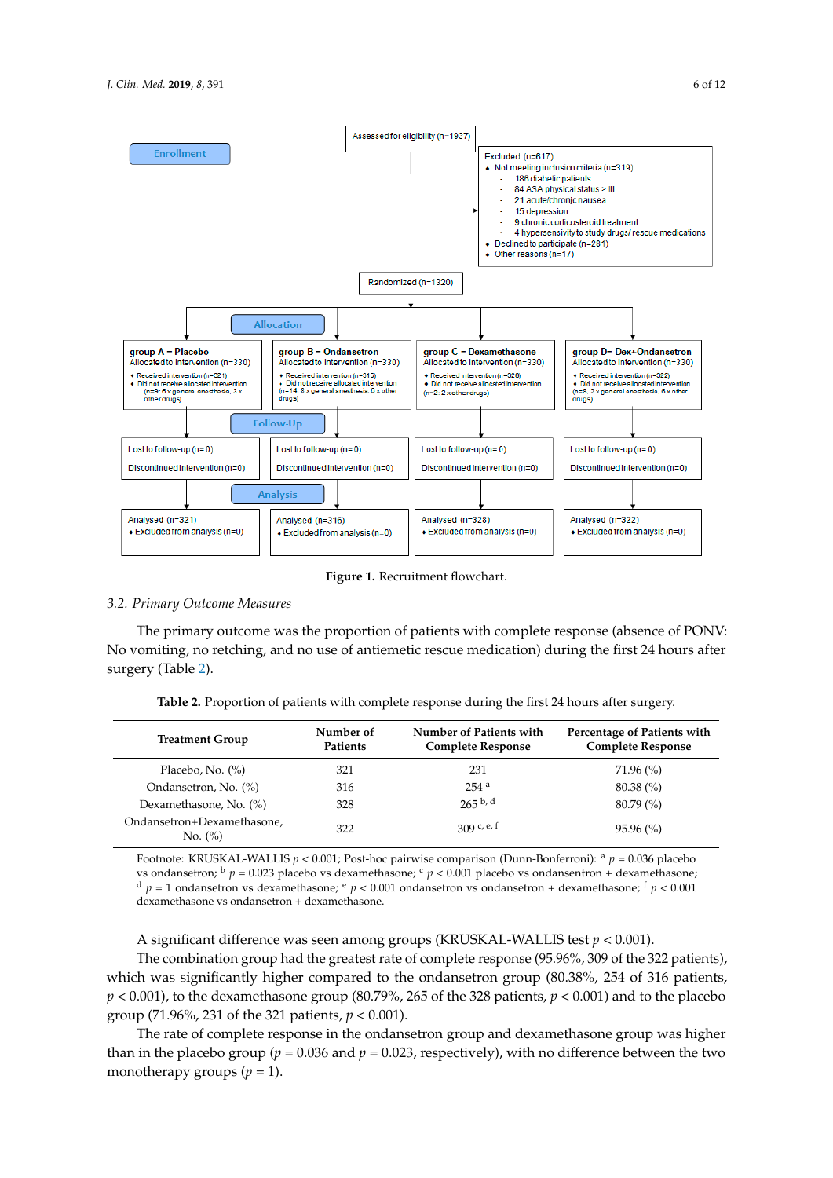Assessed for eligibility (n=1937)

**Enrollment**

Excluded (n=617)
- Not meeting inclusion criteria (n=319):
  - 186 diabetic patients
  - 84 ASA physical status > III
  - 21 acute/chronic nausea
  - 15 depression
  - 9 chronic corticosteroid treatment
  - 4 hypersensitivity to study drugs/ rescue medications
- Declined to participate (n=281)
- Other reasons (n=17)

Randomized (n=1320)

**Allocation**

| group A – Placebo | group B – Ondansetron | group C – Dexamethasone | group D– Dex+Ondansetron |
|---|---|---|---|
| Allocated to intervention (n=330) | Allocated to intervention (n=330) | Allocated to intervention (n=330) | Allocated to intervention (n=330) |
| • Received intervention (n=321) • Did not receive allocated intervention (n=9: 6 x general anesthesia, 3 x other drugs) | • Received intervention (n=316) • Did not receive allocated intervention (n=14: 8 x general anesthesia, 6 x other drugs) | • Received intervention (n=328) • Did not receive allocated intervention (n=2: 2 x other drugs) | • Received intervention (n=322) • Did not receive allocated intervention (n=8, 2 x general anesthesia, 6 x other drugs) |

**Follow-Up**

| | | | |
|---|---|---|---|
| Lost to follow-up (n= 0) Discontinued intervention (n=0) | Lost to follow-up (n= 0) Discontinued intervention (n=0) | Lost to follow-up (n= 0) Discontinued intervention (n=0) | Lost to follow-up (n= 0) Discontinued intervention (n=0) |

**Analysis**

| | | | |
|---|---|---|---|
| Analysed (n=321) • Excluded from analysis (n=0) | Analysed (n=316) • Excluded from analysis (n=0) | Analysed (n=328) • Excluded from analysis (n=0) | Analysed (n=322) • Excluded from analysis (n=0) |

**Figure 1.** Recruitment flowchart.

### 3.2. *Primary Outcome Measures*

The primary outcome was the proportion of patients with complete response (absence of PONV: No vomiting, no retching, and no use of antiemetic rescue medication) during the first 24 hours after surgery (Table 2).

**Table 2.** Proportion of patients with complete response during the first 24 hours after surgery.

| Treatment Group | Number of Patients | Number of Patients with Complete Response | Percentage of Patients with Complete Response |
|---|---|---|---|
| Placebo, No. (%) | 321 | 231 | 71.96 (%) |
| Ondansetron, No. (%) | 316 | 254 [a] | 80.38 (%) |
| Dexamethasone, No. (%) | 328 | 265 [b, d] | 80.79 (%) |
| Ondansetron+Dexamethasone, No. (%) | 322 | 309 [c, e, f] | 95.96 (%) |

Footnote: KRUSKAL-WALLIS $p < 0.001$; Post-hoc pairwise comparison (Dunn-Bonferroni): [a] $p = 0.036$ placebo vs ondansetron; [b] $p = 0.023$ placebo vs dexamethasone; [c] $p < 0.001$ placebo vs ondansetron + dexamethasone; [d] $p = 1$ ondansetron vs dexamethasone; [e] $p < 0.001$ ondansetron vs ondansetron + dexamethasone; [f] $p < 0.001$ dexamethasone vs ondansetron + dexamethasone.

A significant difference was seen among groups (KRUSKAL-WALLIS test $p < 0.001$).

The combination group had the greatest rate of complete response (95.96%, 309 of the 322 patients), which was significantly higher compared to the ondansetron group (80.38%, 254 of 316 patients, $p < 0.001$), to the dexamethasone group (80.79%, 265 of the 328 patients, $p < 0.001$) and to the placebo group (71.96%, 231 of the 321 patients, $p < 0.001$).

The rate of complete response in the ondansetron group and dexamethasone group was higher than in the placebo group ($p = 0.036$ and $p = 0.023$, respectively), with no difference between the two monotherapy groups ($p = 1$).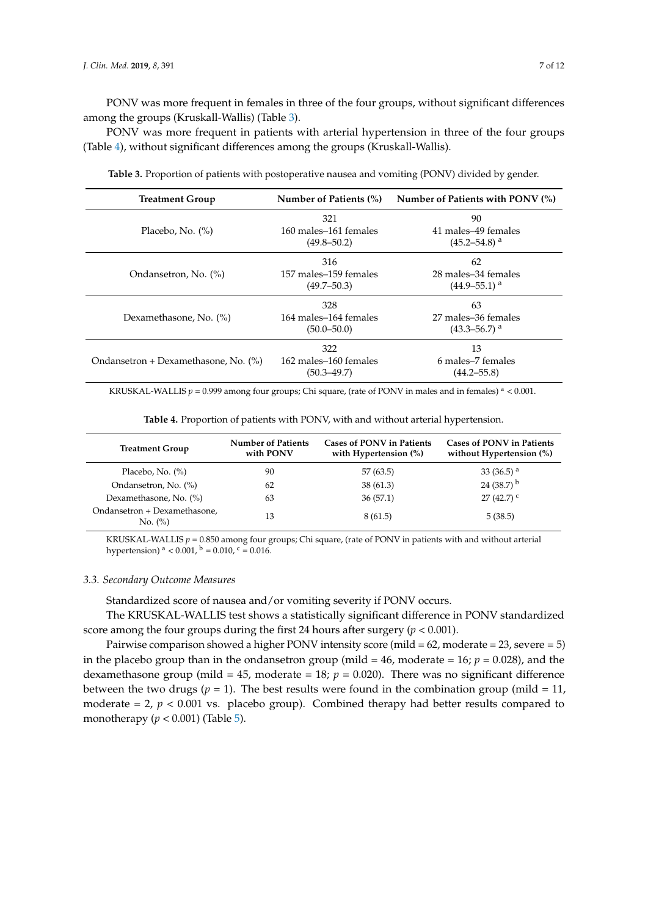PONV was more frequent in females in three of the four groups, without significant differences among the groups (Kruskall-Wallis) (Table 3).

PONV was more frequent in patients with arterial hypertension in three of the four groups (Table 4), without significant differences among the groups (Kruskall-Wallis).

**Table 3.** Proportion of patients with postoperative nausea and vomiting (PONV) divided by gender.

| Treatment Group | Number of Patients (%) | Number of Patients with PONV (%) |
|---|---|---|
| Placebo, No. (%) | 321<br>160 males–161 females<br>(49.8–50.2) | 90<br>41 males–49 females<br>(45.2–54.8) [a] |
| Ondansetron, No. (%) | 316<br>157 males–159 females<br>(49.7–50.3) | 62<br>28 males–34 females<br>(44.9–55.1) [a] |
| Dexamethasone, No. (%) | 328<br>164 males–164 females<br>(50.0–50.0) | 63<br>27 males–36 females<br>(43.3–56.7) [a] |
| Ondansetron + Dexamethasone, No. (%) | 322<br>162 males–160 females<br>(50.3–49.7) | 13<br>6 males–7 females<br>(44.2–55.8) |

KRUSKAL-WALLIS $p = 0.999$ among four groups; Chi square, (rate of PONV in males and in females) [a] $< 0.001$.

**Table 4.** Proportion of patients with PONV, with and without arterial hypertension.

| Treatment Group | Number of Patients with PONV | Cases of PONV in Patients with Hypertension (%) | Cases of PONV in Patients without Hypertension (%) |
|---|---|---|---|
| Placebo, No. (%) | 90 | 57 (63.5) | 33 (36.5) [a] |
| Ondansetron, No. (%) | 62 | 38 (61.3) | 24 (38.7) [b] |
| Dexamethasone, No. (%) | 63 | 36 (57.1) | 27 (42.7) [c] |
| Ondansetron + Dexamethasone, No. (%) | 13 | 8 (61.5) | 5 (38.5) |

KRUSKAL-WALLIS $p = 0.850$ among four groups; Chi square, (rate of PONV in patients with and without arterial hypertension) [a] $< 0.001$, [b] $= 0.010$, [c] $= 0.016$.

### *3.3. Secondary Outcome Measures*

Standardized score of nausea and/or vomiting severity if PONV occurs.

The KRUSKAL-WALLIS test shows a statistically significant difference in PONV standardized score among the four groups during the first 24 hours after surgery ($p < 0.001$).

Pairwise comparison showed a higher PONV intensity score (mild = 62, moderate = 23, severe = 5) in the placebo group than in the ondansetron group (mild = 46, moderate = 16; $p = 0.028$), and the dexamethasone group (mild = 45, moderate = 18; $p = 0.020$). There was no significant difference between the two drugs ($p = 1$). The best results were found in the combination group (mild = 11, moderate = 2, $p < 0.001$ vs. placebo group). Combined therapy had better results compared to monotherapy ($p < 0.001$) (Table 5).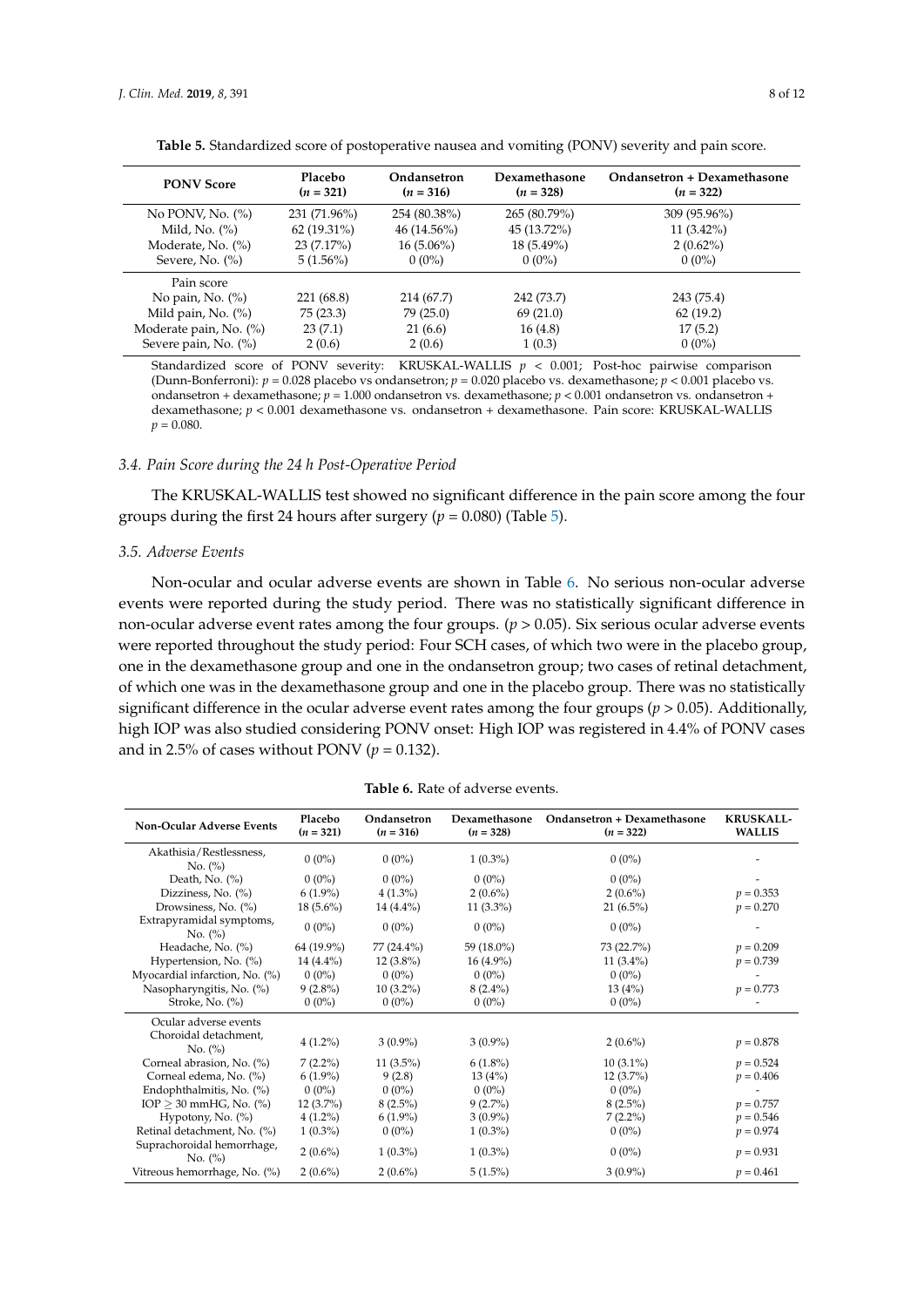**Table 5.** Standardized score of postoperative nausea and vomiting (PONV) severity and pain score.

| PONV Score | Placebo ($n$ = 321) | Ondansetron ($n$ = 316) | Dexamethasone ($n$ = 328) | Ondansetron + Dexamethasone ($n$ = 322) |
|---|---|---|---|---|
| No PONV, No. (%) | 231 (71.96%) | 254 (80.38%) | 265 (80.79%) | 309 (95.96%) |
| Mild, No. (%) | 62 (19.31%) | 46 (14.56%) | 45 (13.72%) | 11 (3.42%) |
| Moderate, No. (%) | 23 (7.17%) | 16 (5.06%) | 18 (5.49%) | 2 (0.62%) |
| Severe, No. (%) | 5 (1.56%) | 0 (0%) | 0 (0%) | 0 (0%) |
| Pain score | | | | |
| No pain, No. (%) | 221 (68.8) | 214 (67.7) | 242 (73.7) | 243 (75.4) |
| Mild pain, No. (%) | 75 (23.3) | 79 (25.0) | 69 (21.0) | 62 (19.2) |
| Moderate pain, No. (%) | 23 (7.1) | 21 (6.6) | 16 (4.8) | 17 (5.2) |
| Severe pain, No. (%) | 2 (0.6) | 2 (0.6) | 1 (0.3) | 0 (0%) |

Standardized score of PONV severity: KRUSKAL-WALLIS $p < 0.001$; Post-hoc pairwise comparison (Dunn-Bonferroni): $p = 0.028$ placebo vs ondansetron; $p = 0.020$ placebo vs. dexamethasone; $p < 0.001$ placebo vs. ondansetron + dexamethasone; $p = 1.000$ ondansetron vs. dexamethasone; $p < 0.001$ ondansetron vs. ondansetron + dexamethasone; $p < 0.001$ dexamethasone vs. ondansetron + dexamethasone. Pain score: KRUSKAL-WALLIS $p = 0.080$.

### 3.4. Pain Score during the 24 h Post-Operative Period

The KRUSKAL-WALLIS test showed no significant difference in the pain score among the four groups during the first 24 hours after surgery ($p = 0.080$) (Table 5).

### 3.5. Adverse Events

Non-ocular and ocular adverse events are shown in Table 6. No serious non-ocular adverse events were reported during the study period. There was no statistically significant difference in non-ocular adverse event rates among the four groups. ($p > 0.05$). Six serious ocular adverse events were reported throughout the study period: Four SCH cases, of which two were in the placebo group, one in the dexamethasone group and one in the ondansetron group; two cases of retinal detachment, of which one was in the dexamethasone group and one in the placebo group. There was no statistically significant difference in the ocular adverse event rates among the four groups ($p > 0.05$). Additionally, high IOP was also studied considering PONV onset: High IOP was registered in 4.4% of PONV cases and in 2.5% of cases without PONV ($p = 0.132$).

**Table 6.** Rate of adverse events.

| Non-Ocular Adverse Events | Placebo ($n$ = 321) | Ondansetron ($n$ = 316) | Dexamethasone ($n$ = 328) | Ondansetron + Dexamethasone ($n$ = 322) | KRUSKALL-WALLIS |
|---|---|---|---|---|---|
| Akathisia/Restlessness, No. (%) | 0 (0%) | 0 (0%) | 1 (0.3%) | 0 (0%) | - |
| Death, No. (%) | 0 (0%) | 0 (0%) | 0 (0%) | 0 (0%) | - |
| Dizziness, No. (%) | 6 (1.9%) | 4 (1.3%) | 2 (0.6%) | 2 (0.6%) | $p = 0.353$ |
| Drowsiness, No. (%) | 18 (5.6%) | 14 (4.4%) | 11 (3.3%) | 21 (6.5%) | $p = 0.270$ |
| Extrapyramidal symptoms, No. (%) | 0 (0%) | 0 (0%) | 0 (0%) | 0 (0%) | - |
| Headache, No. (%) | 64 (19.9%) | 77 (24.4%) | 59 (18.0%) | 73 (22.7%) | $p = 0.209$ |
| Hypertension, No. (%) | 14 (4.4%) | 12 (3.8%) | 16 (4.9%) | 11 (3.4%) | $p = 0.739$ |
| Myocardial infarction, No. (%) | 0 (0%) | 0 (0%) | 0 (0%) | 0 (0%) | - |
| Nasopharyngitis, No. (%) | 9 (2.8%) | 10 (3.2%) | 8 (2.4%) | 13 (4%) | $p = 0.773$ |
| Stroke, No. (%) | 0 (0%) | 0 (0%) | 0 (0%) | 0 (0%) | - |
| Ocular adverse events | | | | | |
| Choroidal detachment, No. (%) | 4 (1.2%) | 3 (0.9%) | 3 (0.9%) | 2 (0.6%) | $p = 0.878$ |
| Corneal abrasion, No. (%) | 7 (2.2%) | 11 (3.5%) | 6 (1.8%) | 10 (3.1%) | $p = 0.524$ |
| Corneal edema, No. (%) | 6 (1.9%) | 9 (2.8) | 13 (4%) | 12 (3.7%) | $p = 0.406$ |
| Endophthalmitis, No. (%) | 0 (0%) | 0 (0%) | 0 (0%) | 0 (0%) | - |
| IOP ≥ 30 mmHG, No. (%) | 12 (3.7%) | 8 (2.5%) | 9 (2.7%) | 8 (2.5%) | $p = 0.757$ |
| Hypotony, No. (%) | 4 (1.2%) | 6 (1.9%) | 3 (0.9%) | 7 (2.2%) | $p = 0.546$ |
| Retinal detachment, No. (%) | 1 (0.3%) | 0 (0%) | 1 (0.3%) | 0 (0%) | $p = 0.974$ |
| Suprachoroidal hemorrhage, No. (%) | 2 (0.6%) | 1 (0.3%) | 1 (0.3%) | 0 (0%) | $p = 0.931$ |
| Vitreous hemorrhage, No. (%) | 2 (0.6%) | 2 (0.6%) | 5 (1.5%) | 3 (0.9%) | $p = 0.461$ |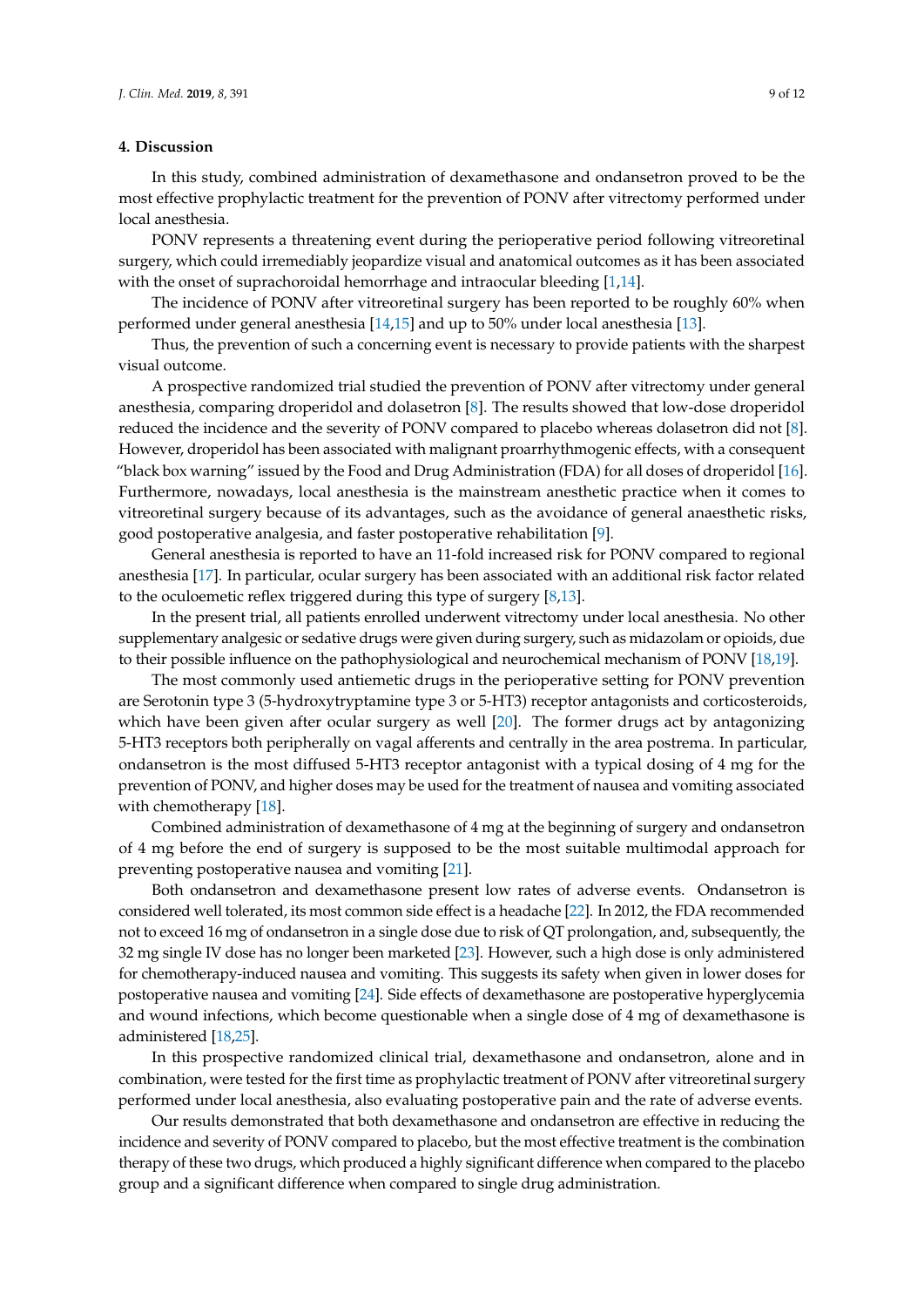## 4. Discussion

In this study, combined administration of dexamethasone and ondansetron proved to be the most effective prophylactic treatment for the prevention of PONV after vitrectomy performed under local anesthesia.

PONV represents a threatening event during the perioperative period following vitreoretinal surgery, which could irremediably jeopardize visual and anatomical outcomes as it has been associated with the onset of suprachoroidal hemorrhage and intraocular bleeding [1,14].

The incidence of PONV after vitreoretinal surgery has been reported to be roughly 60% when performed under general anesthesia [14,15] and up to 50% under local anesthesia [13].

Thus, the prevention of such a concerning event is necessary to provide patients with the sharpest visual outcome.

A prospective randomized trial studied the prevention of PONV after vitrectomy under general anesthesia, comparing droperidol and dolasetron [8]. The results showed that low-dose droperidol reduced the incidence and the severity of PONV compared to placebo whereas dolasetron did not [8]. However, droperidol has been associated with malignant proarrhythmogenic effects, with a consequent "black box warning" issued by the Food and Drug Administration (FDA) for all doses of droperidol [16]. Furthermore, nowadays, local anesthesia is the mainstream anesthetic practice when it comes to vitreoretinal surgery because of its advantages, such as the avoidance of general anaesthetic risks, good postoperative analgesia, and faster postoperative rehabilitation [9].

General anesthesia is reported to have an 11-fold increased risk for PONV compared to regional anesthesia [17]. In particular, ocular surgery has been associated with an additional risk factor related to the oculoemetic reflex triggered during this type of surgery [8,13].

In the present trial, all patients enrolled underwent vitrectomy under local anesthesia. No other supplementary analgesic or sedative drugs were given during surgery, such as midazolam or opioids, due to their possible influence on the pathophysiological and neurochemical mechanism of PONV [18,19].

The most commonly used antiemetic drugs in the perioperative setting for PONV prevention are Serotonin type 3 (5-hydroxytryptamine type 3 or 5-HT3) receptor antagonists and corticosteroids, which have been given after ocular surgery as well [20]. The former drugs act by antagonizing 5-HT3 receptors both peripherally on vagal afferents and centrally in the area postrema. In particular, ondansetron is the most diffused 5-HT3 receptor antagonist with a typical dosing of 4 mg for the prevention of PONV, and higher doses may be used for the treatment of nausea and vomiting associated with chemotherapy [18].

Combined administration of dexamethasone of 4 mg at the beginning of surgery and ondansetron of 4 mg before the end of surgery is supposed to be the most suitable multimodal approach for preventing postoperative nausea and vomiting [21].

Both ondansetron and dexamethasone present low rates of adverse events. Ondansetron is considered well tolerated, its most common side effect is a headache [22]. In 2012, the FDA recommended not to exceed 16 mg of ondansetron in a single dose due to risk of QT prolongation, and, subsequently, the 32 mg single IV dose has no longer been marketed [23]. However, such a high dose is only administered for chemotherapy-induced nausea and vomiting. This suggests its safety when given in lower doses for postoperative nausea and vomiting [24]. Side effects of dexamethasone are postoperative hyperglycemia and wound infections, which become questionable when a single dose of 4 mg of dexamethasone is administered [18,25].

In this prospective randomized clinical trial, dexamethasone and ondansetron, alone and in combination, were tested for the first time as prophylactic treatment of PONV after vitreoretinal surgery performed under local anesthesia, also evaluating postoperative pain and the rate of adverse events.

Our results demonstrated that both dexamethasone and ondansetron are effective in reducing the incidence and severity of PONV compared to placebo, but the most effective treatment is the combination therapy of these two drugs, which produced a highly significant difference when compared to the placebo group and a significant difference when compared to single drug administration.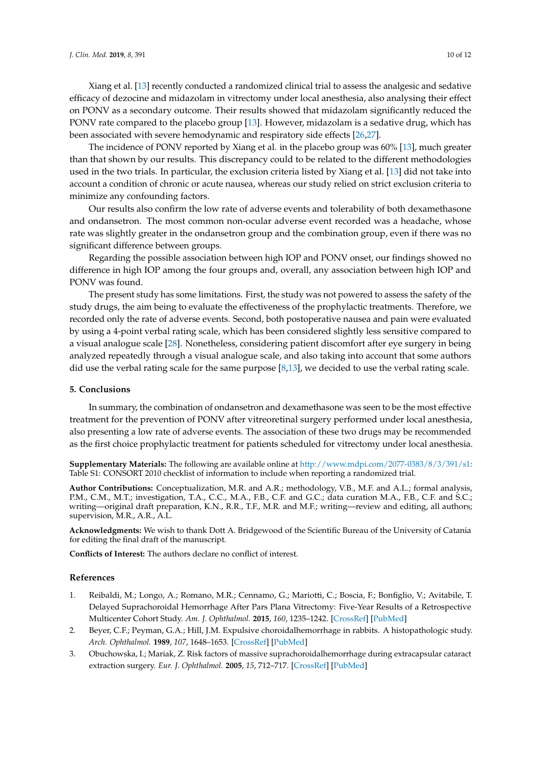Xiang et al. [13] recently conducted a randomized clinical trial to assess the analgesic and sedative efficacy of dezocine and midazolam in vitrectomy under local anesthesia, also analysing their effect on PONV as a secondary outcome. Their results showed that midazolam significantly reduced the PONV rate compared to the placebo group [13]. However, midazolam is a sedative drug, which has been associated with severe hemodynamic and respiratory side effects [26,27].

The incidence of PONV reported by Xiang et al. in the placebo group was 60% [13], much greater than that shown by our results. This discrepancy could to be related to the different methodologies used in the two trials. In particular, the exclusion criteria listed by Xiang et al. [13] did not take into account a condition of chronic or acute nausea, whereas our study relied on strict exclusion criteria to minimize any confounding factors.

Our results also confirm the low rate of adverse events and tolerability of both dexamethasone and ondansetron. The most common non-ocular adverse event recorded was a headache, whose rate was slightly greater in the ondansetron group and the combination group, even if there was no significant difference between groups.

Regarding the possible association between high IOP and PONV onset, our findings showed no difference in high IOP among the four groups and, overall, any association between high IOP and PONV was found.

The present study has some limitations. First, the study was not powered to assess the safety of the study drugs, the aim being to evaluate the effectiveness of the prophylactic treatments. Therefore, we recorded only the rate of adverse events. Second, both postoperative nausea and pain were evaluated by using a 4-point verbal rating scale, which has been considered slightly less sensitive compared to a visual analogue scale [28]. Nonetheless, considering patient discomfort after eye surgery in being analyzed repeatedly through a visual analogue scale, and also taking into account that some authors did use the verbal rating scale for the same purpose [8,13], we decided to use the verbal rating scale.

## 5. Conclusions

In summary, the combination of ondansetron and dexamethasone was seen to be the most effective treatment for the prevention of PONV after vitreoretinal surgery performed under local anesthesia, also presenting a low rate of adverse events. The association of these two drugs may be recommended as the first choice prophylactic treatment for patients scheduled for vitrectomy under local anesthesia.

**Supplementary Materials:** The following are available online at http://www.mdpi.com/2077-0383/8/3/391/s1: Table S1: CONSORT 2010 checklist of information to include when reporting a randomized trial.

**Author Contributions:** Conceptualization, M.R. and A.R.; methodology, V.B., M.F. and A.L.; formal analysis, P.M., C.M., M.T.; investigation, T.A., C.C., M.A., F.B., C.F. and G.C.; data curation M.A., F.B., C.F. and S.C.; writing—original draft preparation, K.N., R.R., T.F., M.R. and M.F.; writing—review and editing, all authors; supervision, M.R., A.R., A.L.

**Acknowledgments:** We wish to thank Dott A. Bridgewood of the Scientific Bureau of the University of Catania for editing the final draft of the manuscript.

**Conflicts of Interest:** The authors declare no conflict of interest.

## References

1. Reibaldi, M.; Longo, A.; Romano, M.R.; Cennamo, G.; Mariotti, C.; Boscia, F.; Bonfiglio, V.; Avitabile, T. Delayed Suprachoroidal Hemorrhage After Pars Plana Vitrectomy: Five-Year Results of a Retrospective Multicenter Cohort Study. *Am. J. Ophthalmol.* **2015**, *160*, 1235–1242. [CrossRef] [PubMed]
2. Beyer, C.F.; Peyman, G.A.; Hill, J.M. Expulsive choroidalhemorrhage in rabbits. A histopathologic study. *Arch. Ophthalmol.* **1989**, *107*, 1648–1653. [CrossRef] [PubMed]
3. Obuchowska, I.; Mariak, Z. Risk factors of massive suprachoroidalhemorrhage during extracapsular cataract extraction surgery. *Eur. J. Ophthalmol.* **2005**, *15*, 712–717. [CrossRef] [PubMed]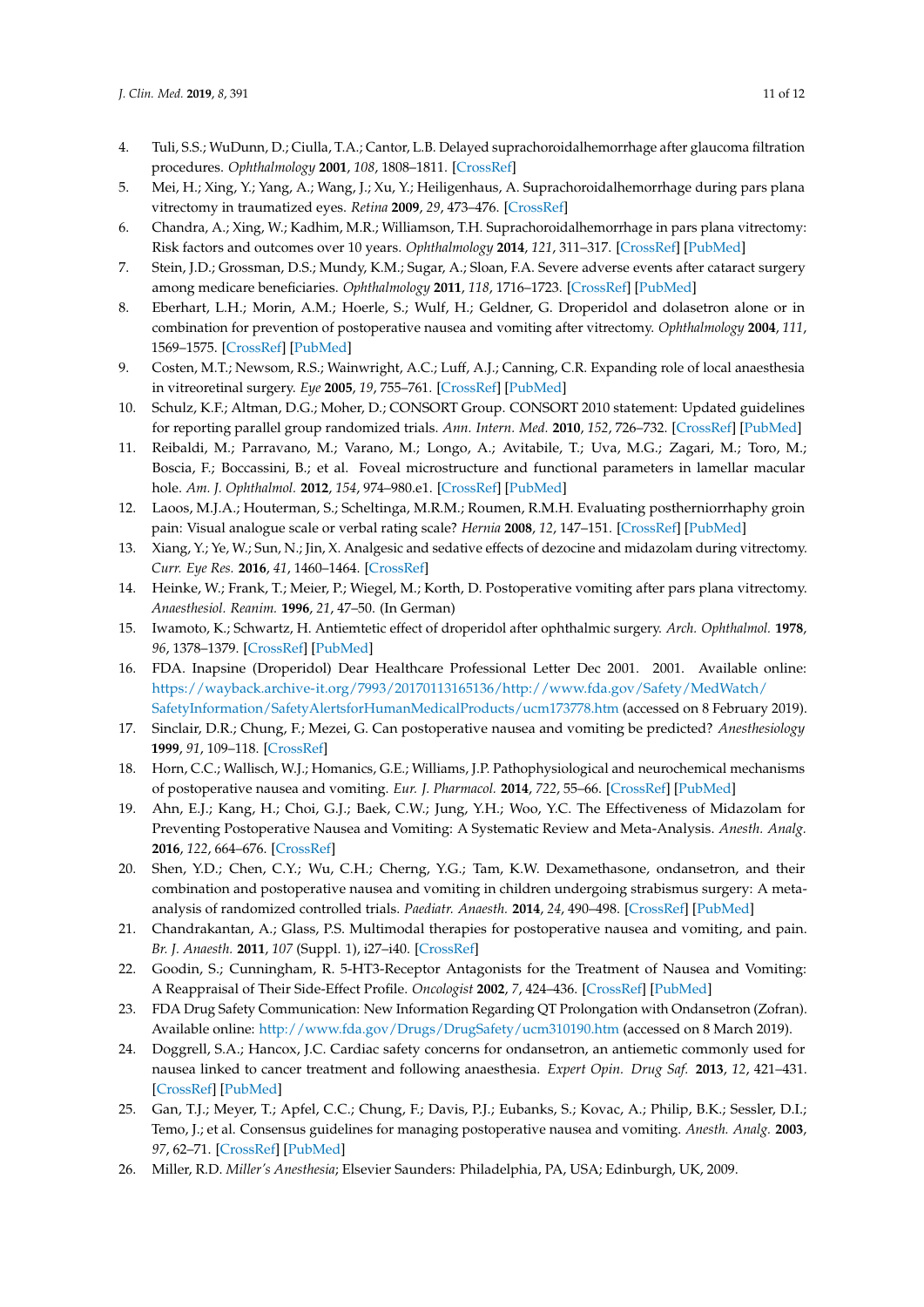4. Tuli, S.S.; WuDunn, D.; Ciulla, T.A.; Cantor, L.B. Delayed suprachoroidalhemorrhage after glaucoma filtration procedures. *Ophthalmology* **2001**, *108*, 1808–1811. [CrossRef]
5. Mei, H.; Xing, Y.; Yang, A.; Wang, J.; Xu, Y.; Heiligenhaus, A. Suprachoroidalhemorrhage during pars plana vitrectomy in traumatized eyes. *Retina* **2009**, *29*, 473–476. [CrossRef]
6. Chandra, A.; Xing, W.; Kadhim, M.R.; Williamson, T.H. Suprachoroidalhemorrhage in pars plana vitrectomy: Risk factors and outcomes over 10 years. *Ophthalmology* **2014**, *121*, 311–317. [CrossRef] [PubMed]
7. Stein, J.D.; Grossman, D.S.; Mundy, K.M.; Sugar, A.; Sloan, F.A. Severe adverse events after cataract surgery among medicare beneficiaries. *Ophthalmology* **2011**, *118*, 1716–1723. [CrossRef] [PubMed]
8. Eberhart, L.H.; Morin, A.M.; Hoerle, S.; Wulf, H.; Geldner, G. Droperidol and dolasetron alone or in combination for prevention of postoperative nausea and vomiting after vitrectomy. *Ophthalmology* **2004**, *111*, 1569–1575. [CrossRef] [PubMed]
9. Costen, M.T.; Newsom, R.S.; Wainwright, A.C.; Luff, A.J.; Canning, C.R. Expanding role of local anaesthesia in vitreoretinal surgery. *Eye* **2005**, *19*, 755–761. [CrossRef] [PubMed]
10. Schulz, K.F.; Altman, D.G.; Moher, D.; CONSORT Group. CONSORT 2010 statement: Updated guidelines for reporting parallel group randomized trials. *Ann. Intern. Med.* **2010**, *152*, 726–732. [CrossRef] [PubMed]
11. Reibaldi, M.; Parravano, M.; Varano, M.; Longo, A.; Avitabile, T.; Uva, M.G.; Zagari, M.; Toro, M.; Boscia, F.; Boccassini, B.; et al. Foveal microstructure and functional parameters in lamellar macular hole. *Am. J. Ophthalmol.* **2012**, *154*, 974–980.e1. [CrossRef] [PubMed]
12. Laoos, M.J.A.; Houterman, S.; Scheltinga, M.R.M.; Roumen, R.M.H. Evaluating postherniorrhaphy groin pain: Visual analogue scale or verbal rating scale? *Hernia* **2008**, *12*, 147–151. [CrossRef] [PubMed]
13. Xiang, Y.; Ye, W.; Sun, N.; Jin, X. Analgesic and sedative effects of dezocine and midazolam during vitrectomy. *Curr. Eye Res.* **2016**, *41*, 1460–1464. [CrossRef]
14. Heinke, W.; Frank, T.; Meier, P.; Wiegel, M.; Korth, D. Postoperative vomiting after pars plana vitrectomy. *Anaesthesiol. Reanim.* **1996**, *21*, 47–50. (In German)
15. Iwamoto, K.; Schwartz, H. Antiemtetic effect of droperidol after ophthalmic surgery. *Arch. Ophthalmol.* **1978**, *96*, 1378–1379. [CrossRef] [PubMed]
16. FDA. Inapsine (Droperidol) Dear Healthcare Professional Letter Dec 2001. 2001. Available online: https://wayback.archive-it.org/7993/20170113165136/http://www.fda.gov/Safety/MedWatch/SafetyInformation/SafetyAlertsforHumanMedicalProducts/ucm173778.htm (accessed on 8 February 2019).
17. Sinclair, D.R.; Chung, F.; Mezei, G. Can postoperative nausea and vomiting be predicted? *Anesthesiology* **1999**, *91*, 109–118. [CrossRef]
18. Horn, C.C.; Wallisch, W.J.; Homanics, G.E.; Williams, J.P. Pathophysiological and neurochemical mechanisms of postoperative nausea and vomiting. *Eur. J. Pharmacol.* **2014**, *722*, 55–66. [CrossRef] [PubMed]
19. Ahn, E.J.; Kang, H.; Choi, G.J.; Baek, C.W.; Jung, Y.H.; Woo, Y.C. The Effectiveness of Midazolam for Preventing Postoperative Nausea and Vomiting: A Systematic Review and Meta-Analysis. *Anesth. Analg.* **2016**, *122*, 664–676. [CrossRef]
20. Shen, Y.D.; Chen, C.Y.; Wu, C.H.; Cherng, Y.G.; Tam, K.W. Dexamethasone, ondansetron, and their combination and postoperative nausea and vomiting in children undergoing strabismus surgery: A meta-analysis of randomized controlled trials. *Paediatr. Anaesth.* **2014**, *24*, 490–498. [CrossRef] [PubMed]
21. Chandrakantan, A.; Glass, P.S. Multimodal therapies for postoperative nausea and vomiting, and pain. *Br. J. Anaesth.* **2011**, *107* (Suppl. 1), i27–i40. [CrossRef]
22. Goodin, S.; Cunningham, R. 5-HT3-Receptor Antagonists for the Treatment of Nausea and Vomiting: A Reappraisal of Their Side-Effect Profile. *Oncologist* **2002**, *7*, 424–436. [CrossRef] [PubMed]
23. FDA Drug Safety Communication: New Information Regarding QT Prolongation with Ondansetron (Zofran). Available online: http://www.fda.gov/Drugs/DrugSafety/ucm310190.htm (accessed on 8 March 2019).
24. Doggrell, S.A.; Hancox, J.C. Cardiac safety concerns for ondansetron, an antiemetic commonly used for nausea linked to cancer treatment and following anaesthesia. *Expert Opin. Drug Saf.* **2013**, *12*, 421–431. [CrossRef] [PubMed]
25. Gan, T.J.; Meyer, T.; Apfel, C.C.; Chung, F.; Davis, P.J.; Eubanks, S.; Kovac, A.; Philip, B.K.; Sessler, D.I.; Temo, J.; et al. Consensus guidelines for managing postoperative nausea and vomiting. *Anesth. Analg.* **2003**, *97*, 62–71. [CrossRef] [PubMed]
26. Miller, R.D. *Miller's Anesthesia*; Elsevier Saunders: Philadelphia, PA, USA; Edinburgh, UK, 2009.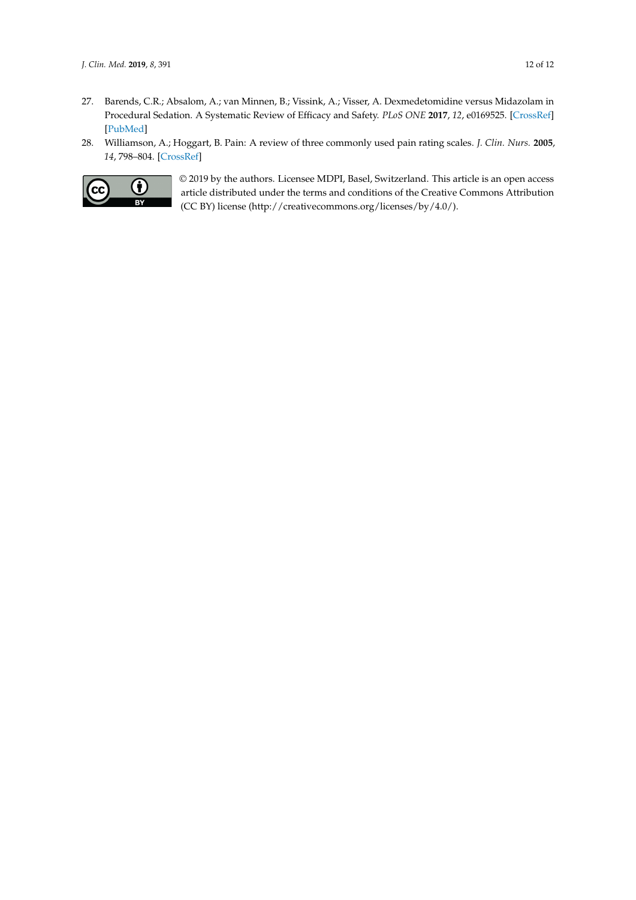27. Barends, C.R.; Absalom, A.; van Minnen, B.; Vissink, A.; Visser, A. Dexmedetomidine versus Midazolam in Procedural Sedation. A Systematic Review of Efficacy and Safety. *PLoS ONE* **2017**, *12*, e0169525. [CrossRef] [PubMed]
28. Williamson, A.; Hoggart, B. Pain: A review of three commonly used pain rating scales. *J. Clin. Nurs.* **2005**, *14*, 798–804. [CrossRef]

© 2019 by the authors. Licensee MDPI, Basel, Switzerland. This article is an open access article distributed under the terms and conditions of the Creative Commons Attribution (CC BY) license (http://creativecommons.org/licenses/by/4.0/).